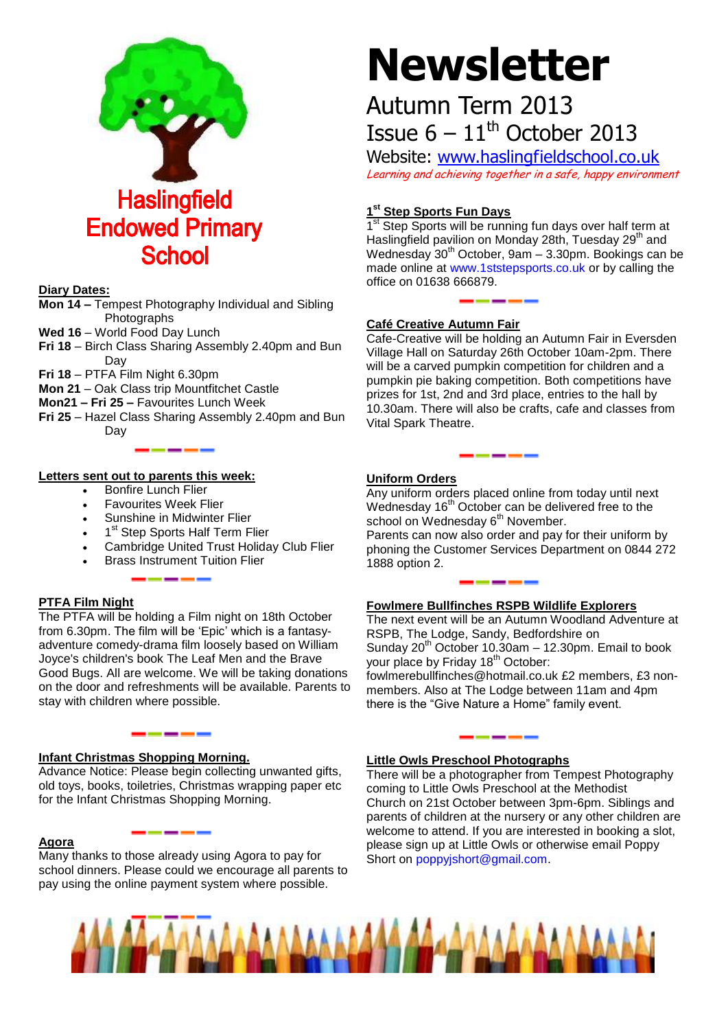# Haslingfield Endowed Primary School

# Newsletter

## Autumn Term 2013

## Issue 6 – 11th October 2013

Website: www.haslingfieldschool.co.uk

*Learning and achieving together in a safe, happy environment*

### Diary Dates:

**Mon 14 –** Tempest Photography Individual and Sibling Photographs
**Wed 16** – World Food Day Lunch
**Fri 18** – Birch Class Sharing Assembly 2.40pm and Bun Day
**Fri 18** – PTFA Film Night 6.30pm
**Mon 21** – Oak Class trip Mountfitchet Castle
**Mon21 – Fri 25 –** Favourites Lunch Week
**Fri 25** – Hazel Class Sharing Assembly 2.40pm and Bun Day

### Letters sent out to parents this week:

- Bonfire Lunch Flier
- Favourites Week Flier
- Sunshine in Midwinter Flier
- 1st Step Sports Half Term Flier
- Cambridge United Trust Holiday Club Flier
- Brass Instrument Tuition Flier

### PTFA Film Night

The PTFA will be holding a Film night on 18th October from 6.30pm. The film will be 'Epic' which is a fantasy-adventure comedy-drama film loosely based on William Joyce's children's book The Leaf Men and the Brave Good Bugs. All are welcome. We will be taking donations on the door and refreshments will be available. Parents to stay with children where possible.

### Infant Christmas Shopping Morning.

Advance Notice: Please begin collecting unwanted gifts, old toys, books, toiletries, Christmas wrapping paper etc for the Infant Christmas Shopping Morning.

### Agora

Many thanks to those already using Agora to pay for school dinners. Please could we encourage all parents to pay using the online payment system where possible.

### 1st Step Sports Fun Days

1st Step Sports will be running fun days over half term at Haslingfield pavilion on Monday 28th, Tuesday 29th and Wednesday 30th October, 9am – 3.30pm. Bookings can be made online at www.1ststepsports.co.uk or by calling the office on 01638 666879.

### Café Creative Autumn Fair

Cafe-Creative will be holding an Autumn Fair in Eversden Village Hall on Saturday 26th October 10am-2pm. There will be a carved pumpkin competition for children and a pumpkin pie baking competition. Both competitions have prizes for 1st, 2nd and 3rd place, entries to the hall by 10.30am. There will also be crafts, cafe and classes from Vital Spark Theatre.

### Uniform Orders

Any uniform orders placed online from today until next Wednesday 16th October can be delivered free to the school on Wednesday 6th November.
Parents can now also order and pay for their uniform by phoning the Customer Services Department on 0844 272 1888 option 2.

### Fowlmere Bullfinches RSPB Wildlife Explorers

The next event will be an Autumn Woodland Adventure at RSPB, The Lodge, Sandy, Bedfordshire on Sunday 20th October 10.30am – 12.30pm. Email to book your place by Friday 18th October: fowlmerebullfinches@hotmail.co.uk £2 members, £3 non-members. Also at The Lodge between 11am and 4pm there is the "Give Nature a Home" family event.

### Little Owls Preschool Photographs

There will be a photographer from Tempest Photography coming to Little Owls Preschool at the Methodist Church on 21st October between 3pm-6pm. Siblings and parents of children at the nursery or any other children are welcome to attend. If you are interested in booking a slot, please sign up at Little Owls or otherwise email Poppy Short on poppyjshort@gmail.com.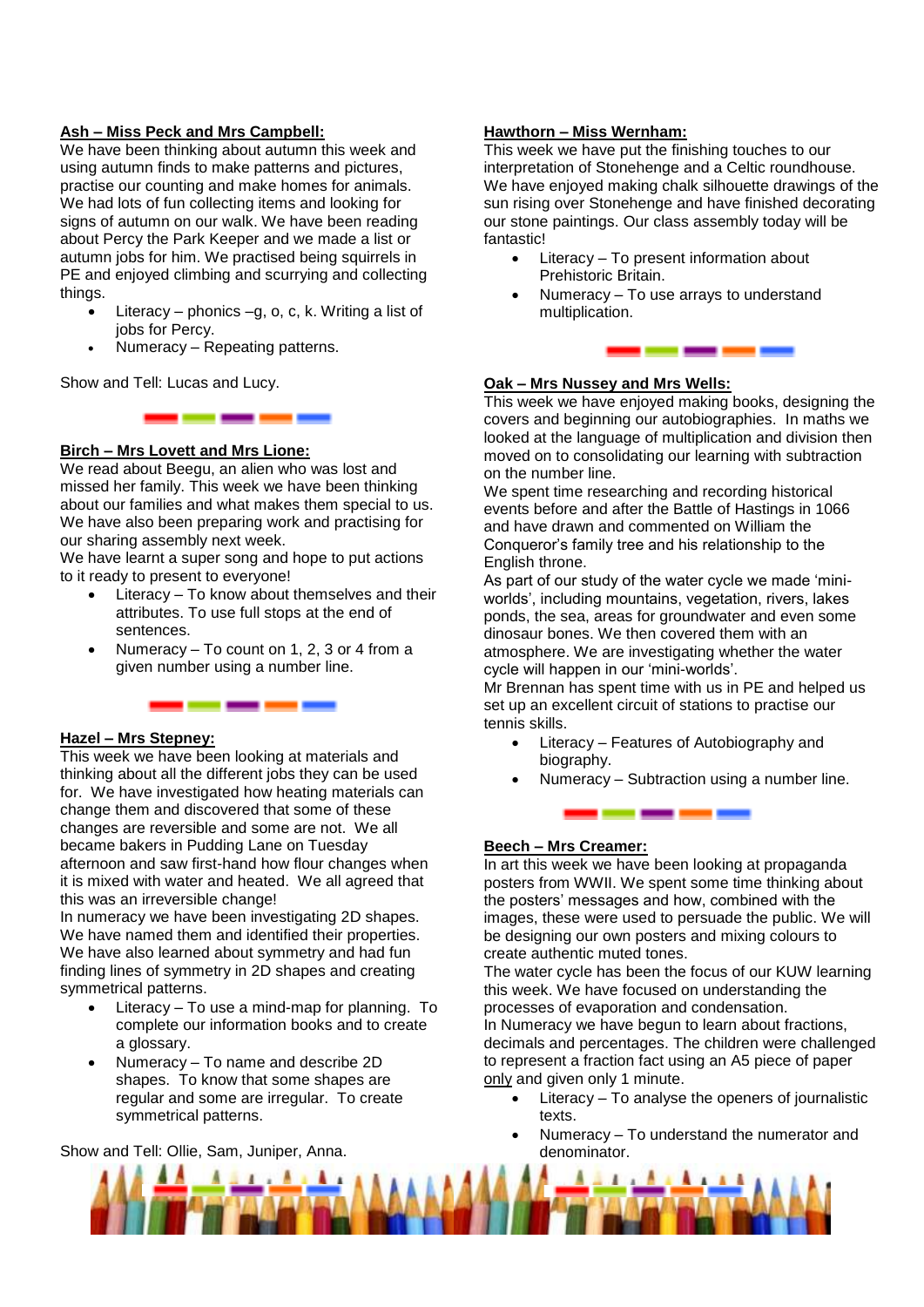## Ash – Miss Peck and Mrs Campbell:

We have been thinking about autumn this week and using autumn finds to make patterns and pictures, practise our counting and make homes for animals. We had lots of fun collecting items and looking for signs of autumn on our walk. We have been reading about Percy the Park Keeper and we made a list or autumn jobs for him. We practised being squirrels in PE and enjoyed climbing and scurrying and collecting things.

- Literacy – phonics –g, o, c, k. Writing a list of jobs for Percy.
- Numeracy – Repeating patterns.

Show and Tell: Lucas and Lucy.

## Birch – Mrs Lovett and Mrs Lione:

We read about Beegu, an alien who was lost and missed her family. This week we have been thinking about our families and what makes them special to us. We have also been preparing work and practising for our sharing assembly next week.
We have learnt a super song and hope to put actions to it ready to present to everyone!

- Literacy – To know about themselves and their attributes. To use full stops at the end of sentences.
- Numeracy – To count on 1, 2, 3 or 4 from a given number using a number line.

## Hazel – Mrs Stepney:

This week we have been looking at materials and thinking about all the different jobs they can be used for. We have investigated how heating materials can change them and discovered that some of these changes are reversible and some are not. We all became bakers in Pudding Lane on Tuesday afternoon and saw first-hand how flour changes when it is mixed with water and heated. We all agreed that this was an irreversible change!
In numeracy we have been investigating 2D shapes. We have named them and identified their properties. We have also learned about symmetry and had fun finding lines of symmetry in 2D shapes and creating symmetrical patterns.

- Literacy – To use a mind-map for planning. To complete our information books and to create a glossary.
- Numeracy – To name and describe 2D shapes. To know that some shapes are regular and some are irregular. To create symmetrical patterns.

Show and Tell: Ollie, Sam, Juniper, Anna.

## Hawthorn – Miss Wernham:

This week we have put the finishing touches to our interpretation of Stonehenge and a Celtic roundhouse. We have enjoyed making chalk silhouette drawings of the sun rising over Stonehenge and have finished decorating our stone paintings. Our class assembly today will be fantastic!

- Literacy – To present information about Prehistoric Britain.
- Numeracy – To use arrays to understand multiplication.

## Oak – Mrs Nussey and Mrs Wells:

This week we have enjoyed making books, designing the covers and beginning our autobiographies. In maths we looked at the language of multiplication and division then moved on to consolidating our learning with subtraction on the number line.
We spent time researching and recording historical events before and after the Battle of Hastings in 1066 and have drawn and commented on William the Conqueror's family tree and his relationship to the English throne.
As part of our study of the water cycle we made 'mini-worlds', including mountains, vegetation, rivers, lakes ponds, the sea, areas for groundwater and even some dinosaur bones. We then covered them with an atmosphere. We are investigating whether the water cycle will happen in our 'mini-worlds'.
Mr Brennan has spent time with us in PE and helped us set up an excellent circuit of stations to practise our tennis skills.

- Literacy – Features of Autobiography and biography.
- Numeracy – Subtraction using a number line.

## Beech – Mrs Creamer:

In art this week we have been looking at propaganda posters from WWII. We spent some time thinking about the posters' messages and how, combined with the images, these were used to persuade the public. We will be designing our own posters and mixing colours to create authentic muted tones.
The water cycle has been the focus of our KUW learning this week. We have focused on understanding the processes of evaporation and condensation.
In Numeracy we have begun to learn about fractions, decimals and percentages. The children were challenged to represent a fraction fact using an A5 piece of paper only and given only 1 minute.

- Literacy – To analyse the openers of journalistic texts.
- Numeracy – To understand the numerator and denominator.